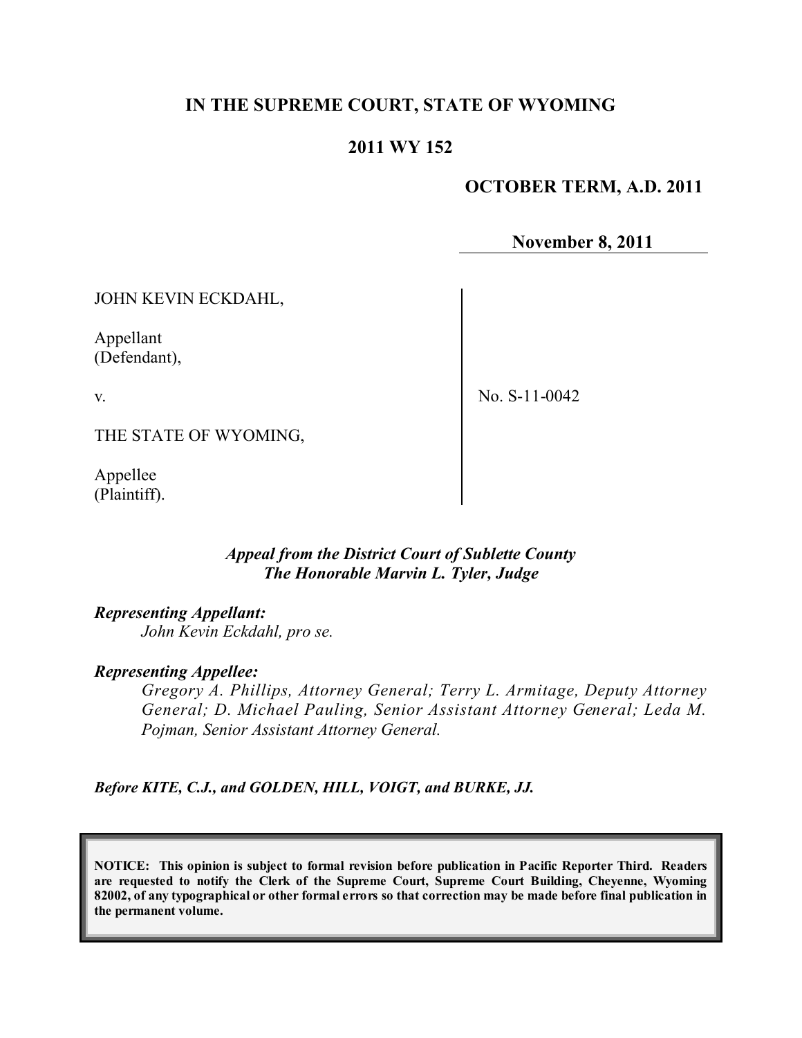**IN THE SUPREME COURT, STATE OF WYOMING**

**2011 WY 152**

**OCTOBER TERM, A.D. 2011**

**November 8, 2011**

JOHN KEVIN ECKDAHL,

Appellant
(Defendant),

v.

THE STATE OF WYOMING,

Appellee
(Plaintiff).

No. S-11-0042

*Appeal from the District Court of Sublette County*
*The Honorable Marvin L. Tyler, Judge*

***Representing Appellant:***
*John Kevin Eckdahl, pro se.*

***Representing Appellee:***
*Gregory A. Phillips, Attorney General; Terry L. Armitage, Deputy Attorney General; D. Michael Pauling, Senior Assistant Attorney General; Leda M. Pojman, Senior Assistant Attorney General.*

***Before KITE, C.J., and GOLDEN, HILL, VOIGT, and BURKE, JJ.***

**NOTICE: This opinion is subject to formal revision before publication in Pacific Reporter Third. Readers are requested to notify the Clerk of the Supreme Court, Supreme Court Building, Cheyenne, Wyoming 82002, of any typographical or other formal errors so that correction may be made before final publication in the permanent volume.**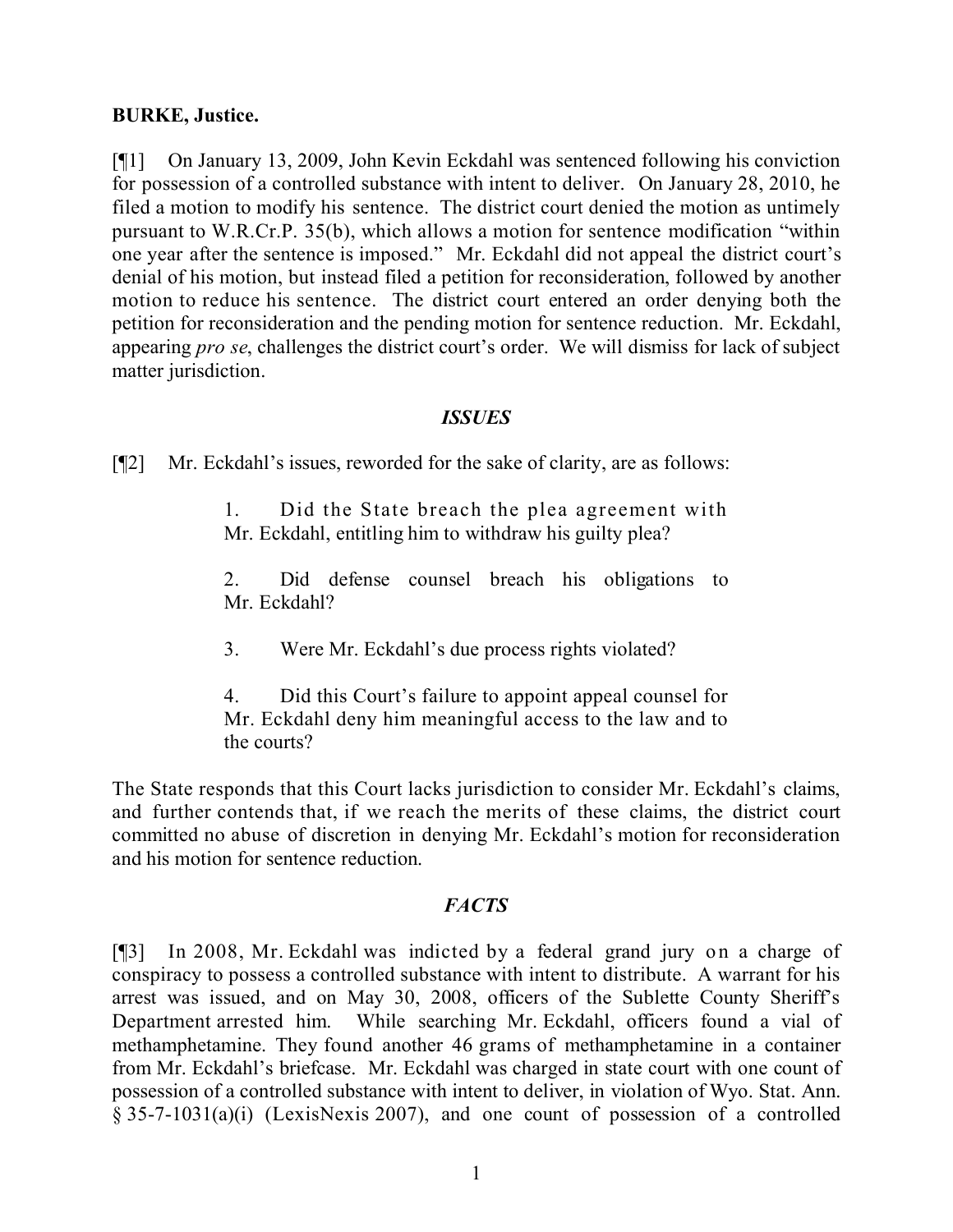**BURKE, Justice.**

[¶1] On January 13, 2009, John Kevin Eckdahl was sentenced following his conviction for possession of a controlled substance with intent to deliver. On January 28, 2010, he filed a motion to modify his sentence. The district court denied the motion as untimely pursuant to W.R.Cr.P. 35(b), which allows a motion for sentence modification "within one year after the sentence is imposed." Mr. Eckdahl did not appeal the district court's denial of his motion, but instead filed a petition for reconsideration, followed by another motion to reduce his sentence. The district court entered an order denying both the petition for reconsideration and the pending motion for sentence reduction. Mr. Eckdahl, appearing *pro se*, challenges the district court's order. We will dismiss for lack of subject matter jurisdiction.

### *ISSUES*

[¶2] Mr. Eckdahl's issues, reworded for the sake of clarity, are as follows:

> 1. Did the State breach the plea agreement with Mr. Eckdahl, entitling him to withdraw his guilty plea?
>
> 2. Did defense counsel breach his obligations to Mr. Eckdahl?
>
> 3. Were Mr. Eckdahl's due process rights violated?
>
> 4. Did this Court's failure to appoint appeal counsel for Mr. Eckdahl deny him meaningful access to the law and to the courts?

The State responds that this Court lacks jurisdiction to consider Mr. Eckdahl's claims, and further contends that, if we reach the merits of these claims, the district court committed no abuse of discretion in denying Mr. Eckdahl's motion for reconsideration and his motion for sentence reduction.

### *FACTS*

[¶3] In 2008, Mr. Eckdahl was indicted by a federal grand jury on a charge of conspiracy to possess a controlled substance with intent to distribute. A warrant for his arrest was issued, and on May 30, 2008, officers of the Sublette County Sheriff's Department arrested him. While searching Mr. Eckdahl, officers found a vial of methamphetamine. They found another 46 grams of methamphetamine in a container from Mr. Eckdahl's briefcase. Mr. Eckdahl was charged in state court with one count of possession of a controlled substance with intent to deliver, in violation of Wyo. Stat. Ann. § 35-7-1031(a)(i) (LexisNexis 2007), and one count of possession of a controlled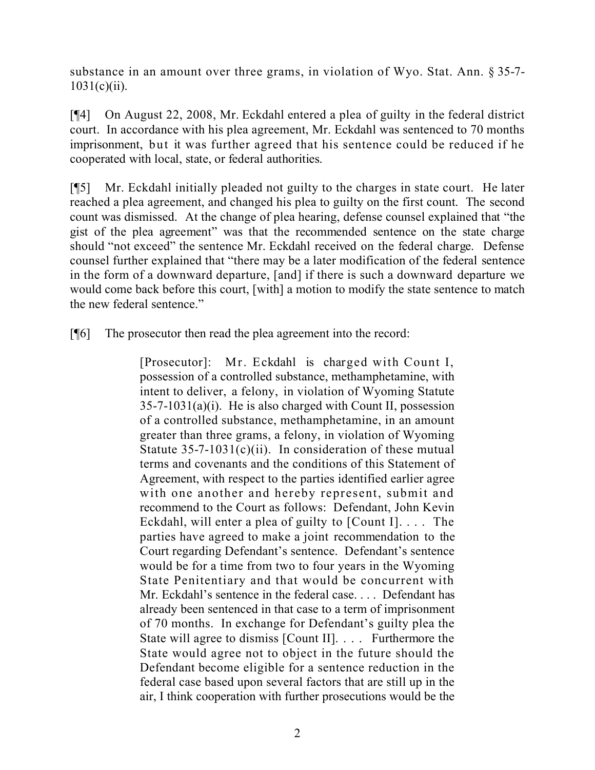substance in an amount over three grams, in violation of Wyo. Stat. Ann. § 35-7-1031(c)(ii).

[¶4] On August 22, 2008, Mr. Eckdahl entered a plea of guilty in the federal district court. In accordance with his plea agreement, Mr. Eckdahl was sentenced to 70 months imprisonment, but it was further agreed that his sentence could be reduced if he cooperated with local, state, or federal authorities.

[¶5] Mr. Eckdahl initially pleaded not guilty to the charges in state court. He later reached a plea agreement, and changed his plea to guilty on the first count. The second count was dismissed. At the change of plea hearing, defense counsel explained that "the gist of the plea agreement" was that the recommended sentence on the state charge should "not exceed" the sentence Mr. Eckdahl received on the federal charge. Defense counsel further explained that "there may be a later modification of the federal sentence in the form of a downward departure, [and] if there is such a downward departure we would come back before this court, [with] a motion to modify the state sentence to match the new federal sentence."

[¶6] The prosecutor then read the plea agreement into the record:

> [Prosecutor]: Mr. Eckdahl is charged with Count I, possession of a controlled substance, methamphetamine, with intent to deliver, a felony, in violation of Wyoming Statute 35-7-1031(a)(i). He is also charged with Count II, possession of a controlled substance, methamphetamine, in an amount greater than three grams, a felony, in violation of Wyoming Statute 35-7-1031(c)(ii). In consideration of these mutual terms and covenants and the conditions of this Statement of Agreement, with respect to the parties identified earlier agree with one another and hereby represent, submit and recommend to the Court as follows: Defendant, John Kevin Eckdahl, will enter a plea of guilty to [Count I]. . . . The parties have agreed to make a joint recommendation to the Court regarding Defendant's sentence. Defendant's sentence would be for a time from two to four years in the Wyoming State Penitentiary and that would be concurrent with Mr. Eckdahl's sentence in the federal case. . . . Defendant has already been sentenced in that case to a term of imprisonment of 70 months. In exchange for Defendant's guilty plea the State will agree to dismiss [Count II]. . . . Furthermore the State would agree not to object in the future should the Defendant become eligible for a sentence reduction in the federal case based upon several factors that are still up in the air, I think cooperation with further prosecutions would be the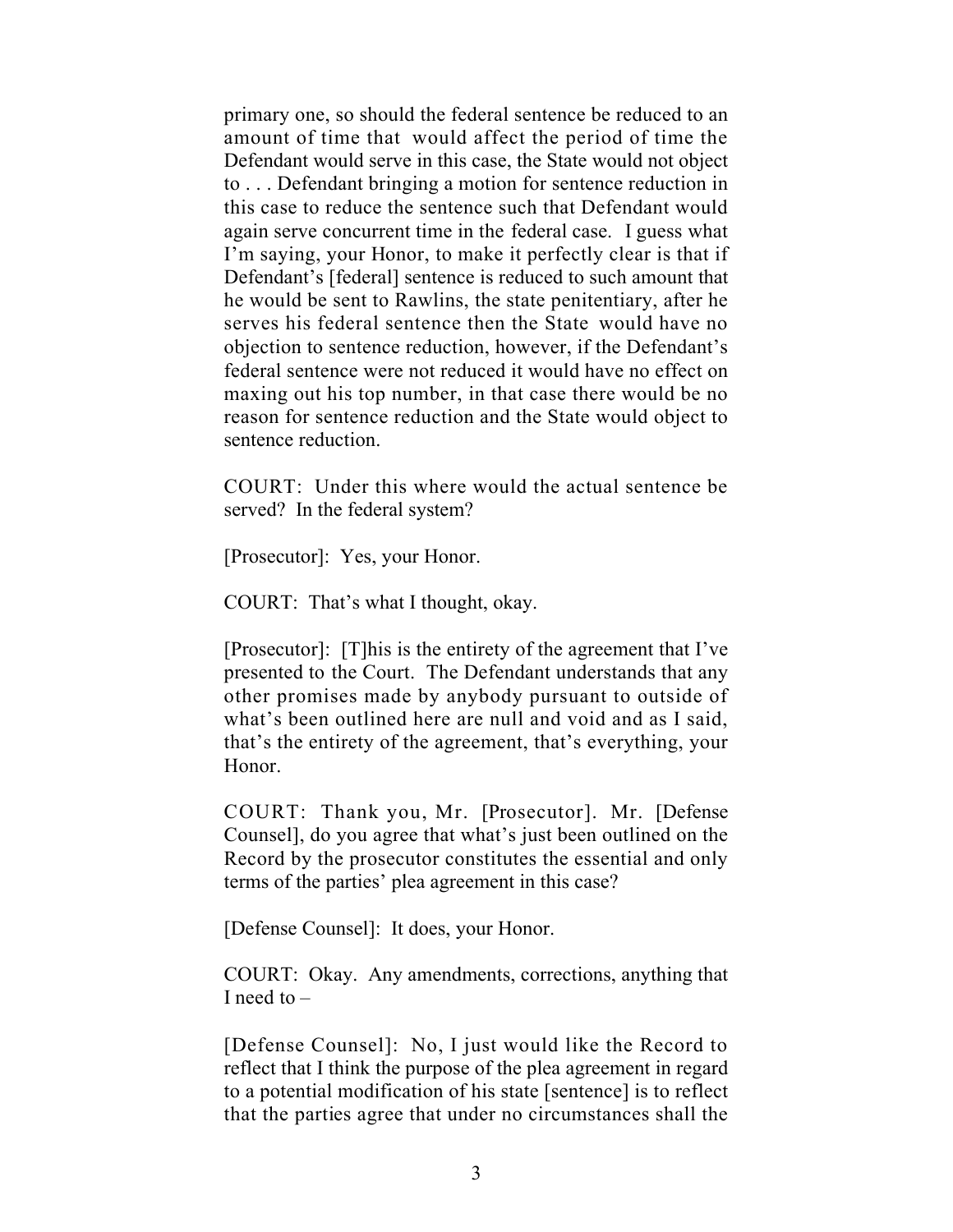primary one, so should the federal sentence be reduced to an amount of time that would affect the period of time the Defendant would serve in this case, the State would not object to . . . Defendant bringing a motion for sentence reduction in this case to reduce the sentence such that Defendant would again serve concurrent time in the federal case. I guess what I'm saying, your Honor, to make it perfectly clear is that if Defendant's [federal] sentence is reduced to such amount that he would be sent to Rawlins, the state penitentiary, after he serves his federal sentence then the State would have no objection to sentence reduction, however, if the Defendant's federal sentence were not reduced it would have no effect on maxing out his top number, in that case there would be no reason for sentence reduction and the State would object to sentence reduction.

COURT: Under this where would the actual sentence be served? In the federal system?

[Prosecutor]: Yes, your Honor.

COURT: That's what I thought, okay.

[Prosecutor]: [T]his is the entirety of the agreement that I've presented to the Court. The Defendant understands that any other promises made by anybody pursuant to outside of what's been outlined here are null and void and as I said, that's the entirety of the agreement, that's everything, your Honor.

COURT: Thank you, Mr. [Prosecutor]. Mr. [Defense Counsel], do you agree that what's just been outlined on the Record by the prosecutor constitutes the essential and only terms of the parties' plea agreement in this case?

[Defense Counsel]: It does, your Honor.

COURT: Okay. Any amendments, corrections, anything that I need to –

[Defense Counsel]: No, I just would like the Record to reflect that I think the purpose of the plea agreement in regard to a potential modification of his state [sentence] is to reflect that the parties agree that under no circumstances shall the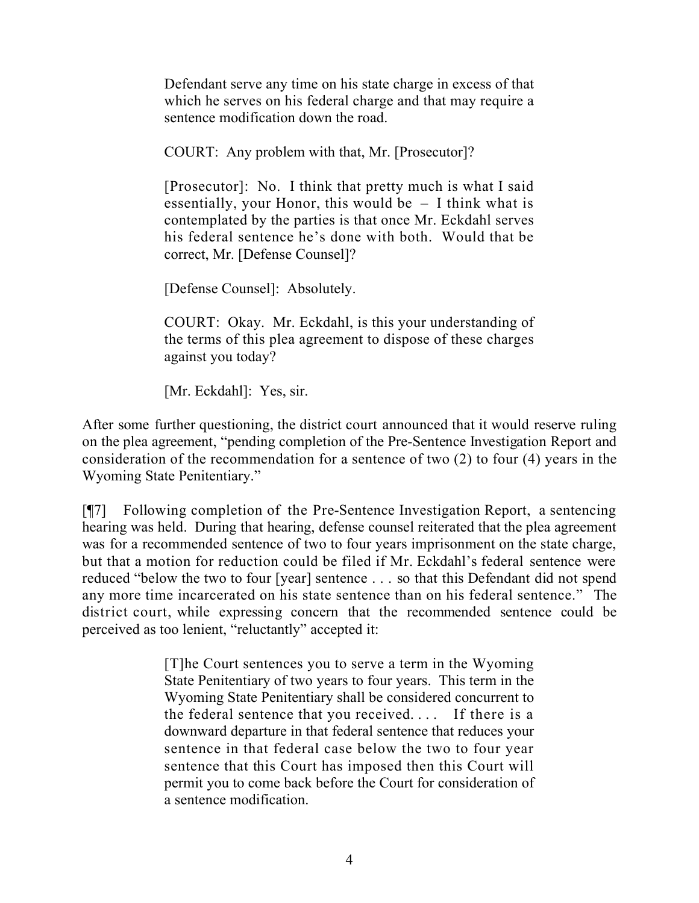> Defendant serve any time on his state charge in excess of that which he serves on his federal charge and that may require a sentence modification down the road.
>
> COURT: Any problem with that, Mr. [Prosecutor]?
>
> [Prosecutor]: No. I think that pretty much is what I said essentially, your Honor, this would be – I think what is contemplated by the parties is that once Mr. Eckdahl serves his federal sentence he's done with both. Would that be correct, Mr. [Defense Counsel]?
>
> [Defense Counsel]: Absolutely.
>
> COURT: Okay. Mr. Eckdahl, is this your understanding of the terms of this plea agreement to dispose of these charges against you today?
>
> [Mr. Eckdahl]: Yes, sir.

After some further questioning, the district court announced that it would reserve ruling on the plea agreement, "pending completion of the Pre-Sentence Investigation Report and consideration of the recommendation for a sentence of two (2) to four (4) years in the Wyoming State Penitentiary."

[¶7] Following completion of the Pre-Sentence Investigation Report, a sentencing hearing was held. During that hearing, defense counsel reiterated that the plea agreement was for a recommended sentence of two to four years imprisonment on the state charge, but that a motion for reduction could be filed if Mr. Eckdahl's federal sentence were reduced "below the two to four [year] sentence . . . so that this Defendant did not spend any more time incarcerated on his state sentence than on his federal sentence." The district court, while expressing concern that the recommended sentence could be perceived as too lenient, "reluctantly" accepted it:

> [T]he Court sentences you to serve a term in the Wyoming State Penitentiary of two years to four years. This term in the Wyoming State Penitentiary shall be considered concurrent to the federal sentence that you received. . . . If there is a downward departure in that federal sentence that reduces your sentence in that federal case below the two to four year sentence that this Court has imposed then this Court will permit you to come back before the Court for consideration of a sentence modification.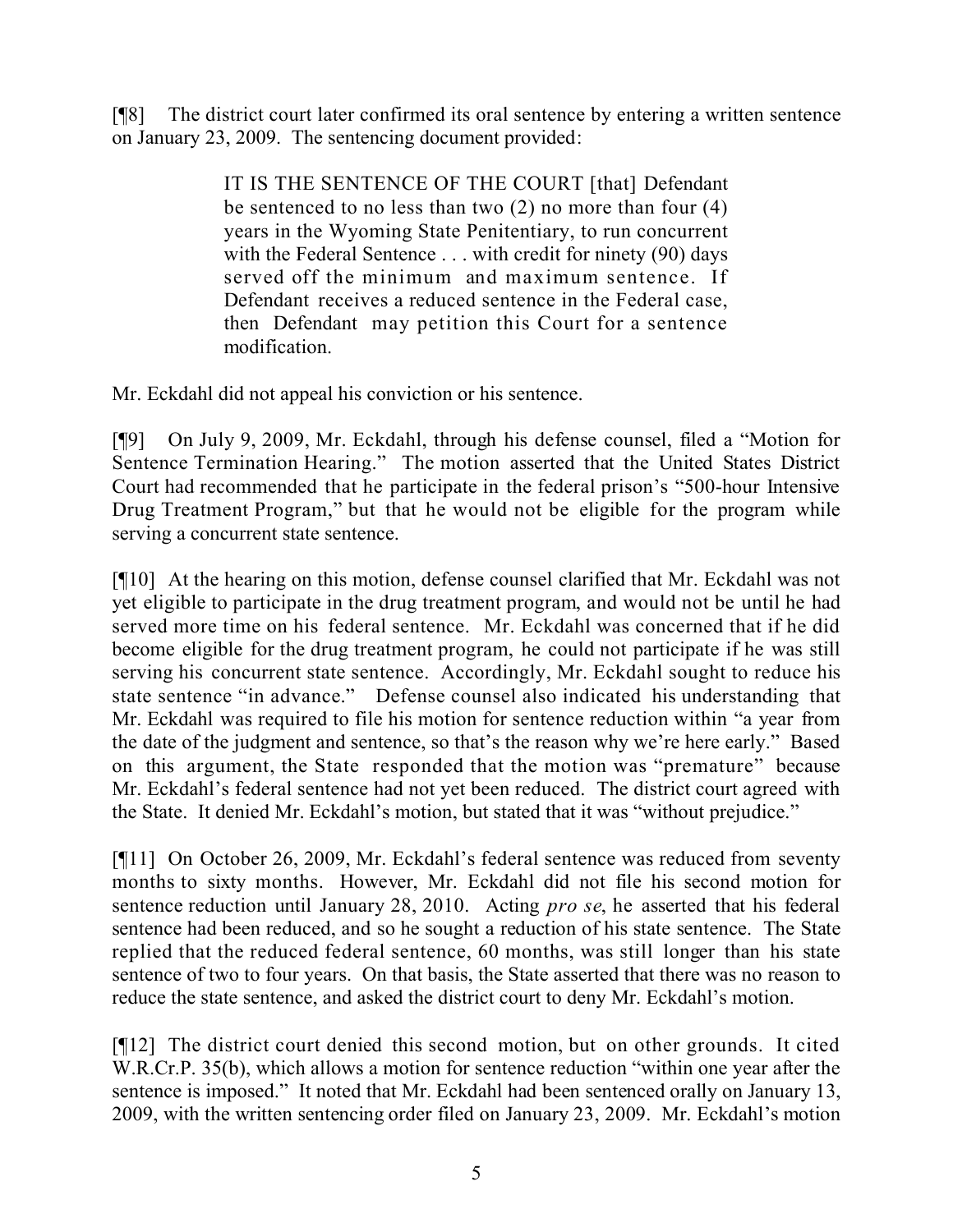[¶8] The district court later confirmed its oral sentence by entering a written sentence on January 23, 2009. The sentencing document provided:

> IT IS THE SENTENCE OF THE COURT [that] Defendant be sentenced to no less than two (2) no more than four (4) years in the Wyoming State Penitentiary, to run concurrent with the Federal Sentence . . . with credit for ninety (90) days served off the minimum and maximum sentence. If Defendant receives a reduced sentence in the Federal case, then Defendant may petition this Court for a sentence modification.

Mr. Eckdahl did not appeal his conviction or his sentence.

[¶9] On July 9, 2009, Mr. Eckdahl, through his defense counsel, filed a "Motion for Sentence Termination Hearing." The motion asserted that the United States District Court had recommended that he participate in the federal prison's "500-hour Intensive Drug Treatment Program," but that he would not be eligible for the program while serving a concurrent state sentence.

[¶10] At the hearing on this motion, defense counsel clarified that Mr. Eckdahl was not yet eligible to participate in the drug treatment program, and would not be until he had served more time on his federal sentence. Mr. Eckdahl was concerned that if he did become eligible for the drug treatment program, he could not participate if he was still serving his concurrent state sentence. Accordingly, Mr. Eckdahl sought to reduce his state sentence "in advance." Defense counsel also indicated his understanding that Mr. Eckdahl was required to file his motion for sentence reduction within "a year from the date of the judgment and sentence, so that's the reason why we're here early." Based on this argument, the State responded that the motion was "premature" because Mr. Eckdahl's federal sentence had not yet been reduced. The district court agreed with the State. It denied Mr. Eckdahl's motion, but stated that it was "without prejudice."

[¶11] On October 26, 2009, Mr. Eckdahl's federal sentence was reduced from seventy months to sixty months. However, Mr. Eckdahl did not file his second motion for sentence reduction until January 28, 2010. Acting *pro se*, he asserted that his federal sentence had been reduced, and so he sought a reduction of his state sentence. The State replied that the reduced federal sentence, 60 months, was still longer than his state sentence of two to four years. On that basis, the State asserted that there was no reason to reduce the state sentence, and asked the district court to deny Mr. Eckdahl's motion.

[¶12] The district court denied this second motion, but on other grounds. It cited W.R.Cr.P. 35(b), which allows a motion for sentence reduction "within one year after the sentence is imposed." It noted that Mr. Eckdahl had been sentenced orally on January 13, 2009, with the written sentencing order filed on January 23, 2009. Mr. Eckdahl's motion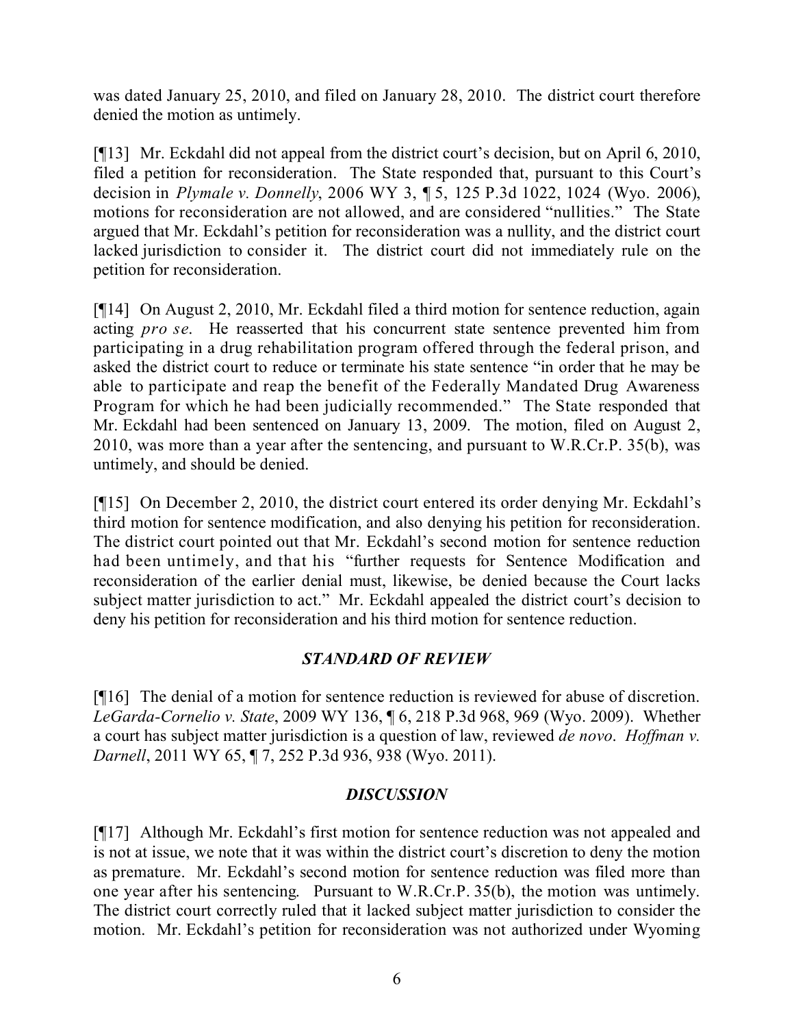was dated January 25, 2010, and filed on January 28, 2010. The district court therefore denied the motion as untimely.

[¶13] Mr. Eckdahl did not appeal from the district court's decision, but on April 6, 2010, filed a petition for reconsideration. The State responded that, pursuant to this Court's decision in *Plymale v. Donnelly*, 2006 WY 3, ¶ 5, 125 P.3d 1022, 1024 (Wyo. 2006), motions for reconsideration are not allowed, and are considered "nullities." The State argued that Mr. Eckdahl's petition for reconsideration was a nullity, and the district court lacked jurisdiction to consider it. The district court did not immediately rule on the petition for reconsideration.

[¶14] On August 2, 2010, Mr. Eckdahl filed a third motion for sentence reduction, again acting *pro se*. He reasserted that his concurrent state sentence prevented him from participating in a drug rehabilitation program offered through the federal prison, and asked the district court to reduce or terminate his state sentence "in order that he may be able to participate and reap the benefit of the Federally Mandated Drug Awareness Program for which he had been judicially recommended." The State responded that Mr. Eckdahl had been sentenced on January 13, 2009. The motion, filed on August 2, 2010, was more than a year after the sentencing, and pursuant to W.R.Cr.P. 35(b), was untimely, and should be denied.

[¶15] On December 2, 2010, the district court entered its order denying Mr. Eckdahl's third motion for sentence modification, and also denying his petition for reconsideration. The district court pointed out that Mr. Eckdahl's second motion for sentence reduction had been untimely, and that his "further requests for Sentence Modification and reconsideration of the earlier denial must, likewise, be denied because the Court lacks subject matter jurisdiction to act." Mr. Eckdahl appealed the district court's decision to deny his petition for reconsideration and his third motion for sentence reduction.

## *STANDARD OF REVIEW*

[¶16] The denial of a motion for sentence reduction is reviewed for abuse of discretion. *LeGarda-Cornelio v. State*, 2009 WY 136, ¶ 6, 218 P.3d 968, 969 (Wyo. 2009). Whether a court has subject matter jurisdiction is a question of law, reviewed *de novo*. *Hoffman v. Darnell*, 2011 WY 65, ¶ 7, 252 P.3d 936, 938 (Wyo. 2011).

## *DISCUSSION*

[¶17] Although Mr. Eckdahl's first motion for sentence reduction was not appealed and is not at issue, we note that it was within the district court's discretion to deny the motion as premature. Mr. Eckdahl's second motion for sentence reduction was filed more than one year after his sentencing. Pursuant to W.R.Cr.P. 35(b), the motion was untimely. The district court correctly ruled that it lacked subject matter jurisdiction to consider the motion. Mr. Eckdahl's petition for reconsideration was not authorized under Wyoming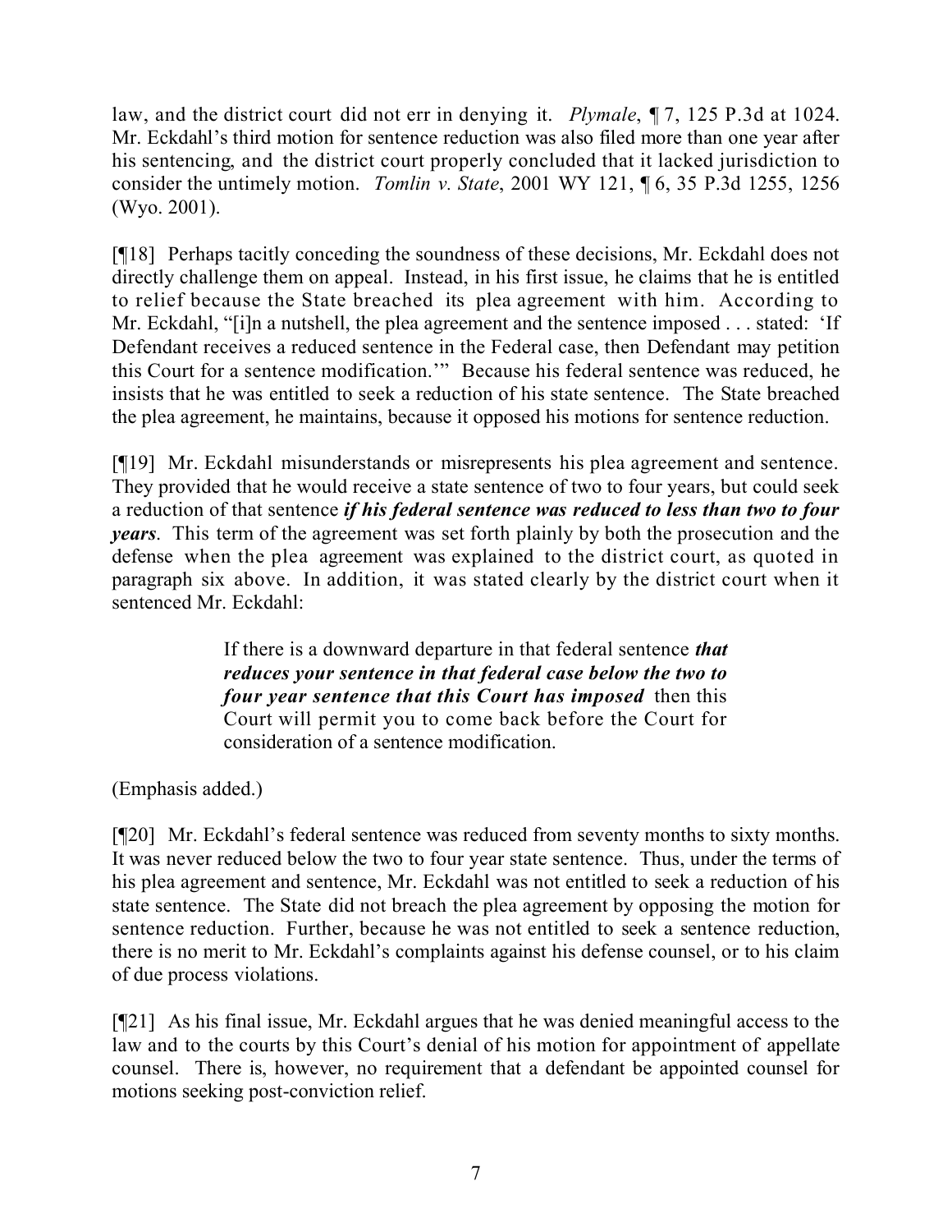law, and the district court did not err in denying it. *Plymale*, ¶ 7, 125 P.3d at 1024. Mr. Eckdahl's third motion for sentence reduction was also filed more than one year after his sentencing, and the district court properly concluded that it lacked jurisdiction to consider the untimely motion. *Tomlin v. State*, 2001 WY 121, ¶ 6, 35 P.3d 1255, 1256 (Wyo. 2001).

[¶18] Perhaps tacitly conceding the soundness of these decisions, Mr. Eckdahl does not directly challenge them on appeal. Instead, in his first issue, he claims that he is entitled to relief because the State breached its plea agreement with him. According to Mr. Eckdahl, "[i]n a nutshell, the plea agreement and the sentence imposed . . . stated: 'If Defendant receives a reduced sentence in the Federal case, then Defendant may petition this Court for a sentence modification.'" Because his federal sentence was reduced, he insists that he was entitled to seek a reduction of his state sentence. The State breached the plea agreement, he maintains, because it opposed his motions for sentence reduction.

[¶19] Mr. Eckdahl misunderstands or misrepresents his plea agreement and sentence. They provided that he would receive a state sentence of two to four years, but could seek a reduction of that sentence ***if his federal sentence was reduced to less than two to four years***. This term of the agreement was set forth plainly by both the prosecution and the defense when the plea agreement was explained to the district court, as quoted in paragraph six above. In addition, it was stated clearly by the district court when it sentenced Mr. Eckdahl:

> If there is a downward departure in that federal sentence ***that reduces your sentence in that federal case below the two to four year sentence that this Court has imposed*** then this Court will permit you to come back before the Court for consideration of a sentence modification.

(Emphasis added.)

[¶20] Mr. Eckdahl's federal sentence was reduced from seventy months to sixty months. It was never reduced below the two to four year state sentence. Thus, under the terms of his plea agreement and sentence, Mr. Eckdahl was not entitled to seek a reduction of his state sentence. The State did not breach the plea agreement by opposing the motion for sentence reduction. Further, because he was not entitled to seek a sentence reduction, there is no merit to Mr. Eckdahl's complaints against his defense counsel, or to his claim of due process violations.

[¶21] As his final issue, Mr. Eckdahl argues that he was denied meaningful access to the law and to the courts by this Court's denial of his motion for appointment of appellate counsel. There is, however, no requirement that a defendant be appointed counsel for motions seeking post-conviction relief.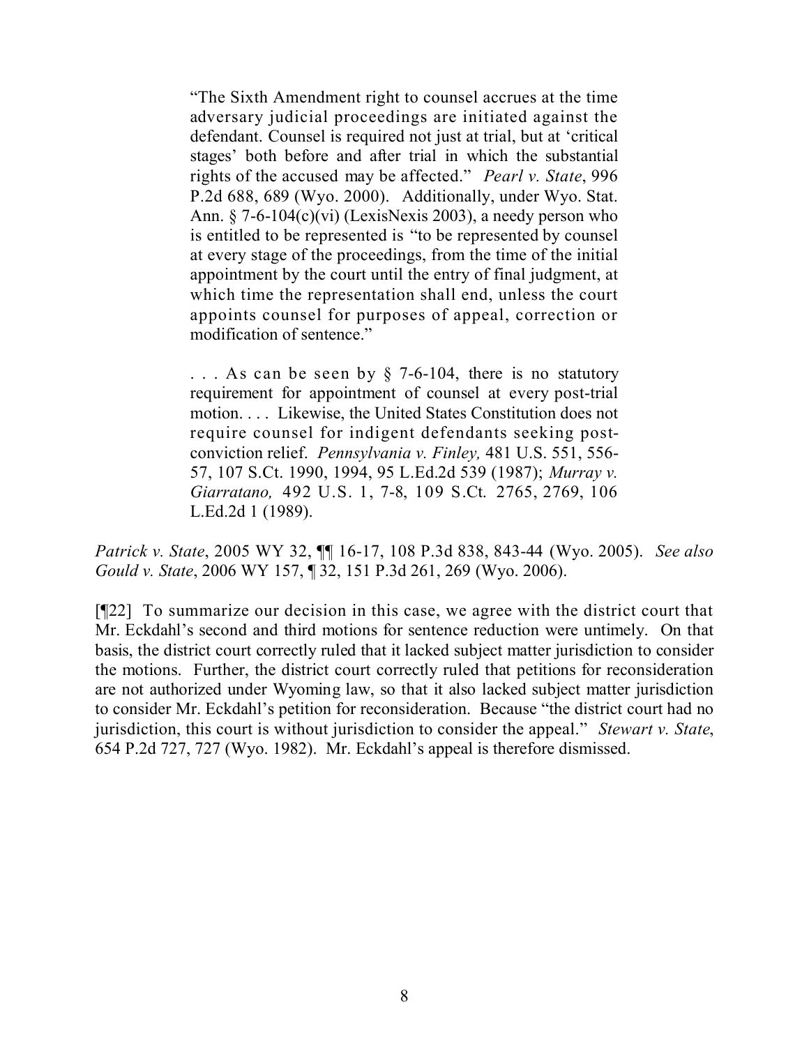> "The Sixth Amendment right to counsel accrues at the time adversary judicial proceedings are initiated against the defendant. Counsel is required not just at trial, but at 'critical stages' both before and after trial in which the substantial rights of the accused may be affected." *Pearl v. State*, 996 P.2d 688, 689 (Wyo. 2000). Additionally, under Wyo. Stat. Ann. § 7-6-104(c)(vi) (LexisNexis 2003), a needy person who is entitled to be represented is "to be represented by counsel at every stage of the proceedings, from the time of the initial appointment by the court until the entry of final judgment, at which time the representation shall end, unless the court appoints counsel for purposes of appeal, correction or modification of sentence."
>
> . . . As can be seen by § 7-6-104, there is no statutory requirement for appointment of counsel at every post-trial motion. . . . Likewise, the United States Constitution does not require counsel for indigent defendants seeking post-conviction relief. *Pennsylvania v. Finley,* 481 U.S. 551, 556-57, 107 S.Ct. 1990, 1994, 95 L.Ed.2d 539 (1987); *Murray v. Giarratano,* 492 U.S. 1, 7-8, 109 S.Ct. 2765, 2769, 106 L.Ed.2d 1 (1989).

*Patrick v. State*, 2005 WY 32, ¶¶ 16-17, 108 P.3d 838, 843-44 (Wyo. 2005). *See also Gould v. State*, 2006 WY 157, ¶ 32, 151 P.3d 261, 269 (Wyo. 2006).

[¶22] To summarize our decision in this case, we agree with the district court that Mr. Eckdahl's second and third motions for sentence reduction were untimely. On that basis, the district court correctly ruled that it lacked subject matter jurisdiction to consider the motions. Further, the district court correctly ruled that petitions for reconsideration are not authorized under Wyoming law, so that it also lacked subject matter jurisdiction to consider Mr. Eckdahl's petition for reconsideration. Because "the district court had no jurisdiction, this court is without jurisdiction to consider the appeal." *Stewart v. State*, 654 P.2d 727, 727 (Wyo. 1982). Mr. Eckdahl's appeal is therefore dismissed.